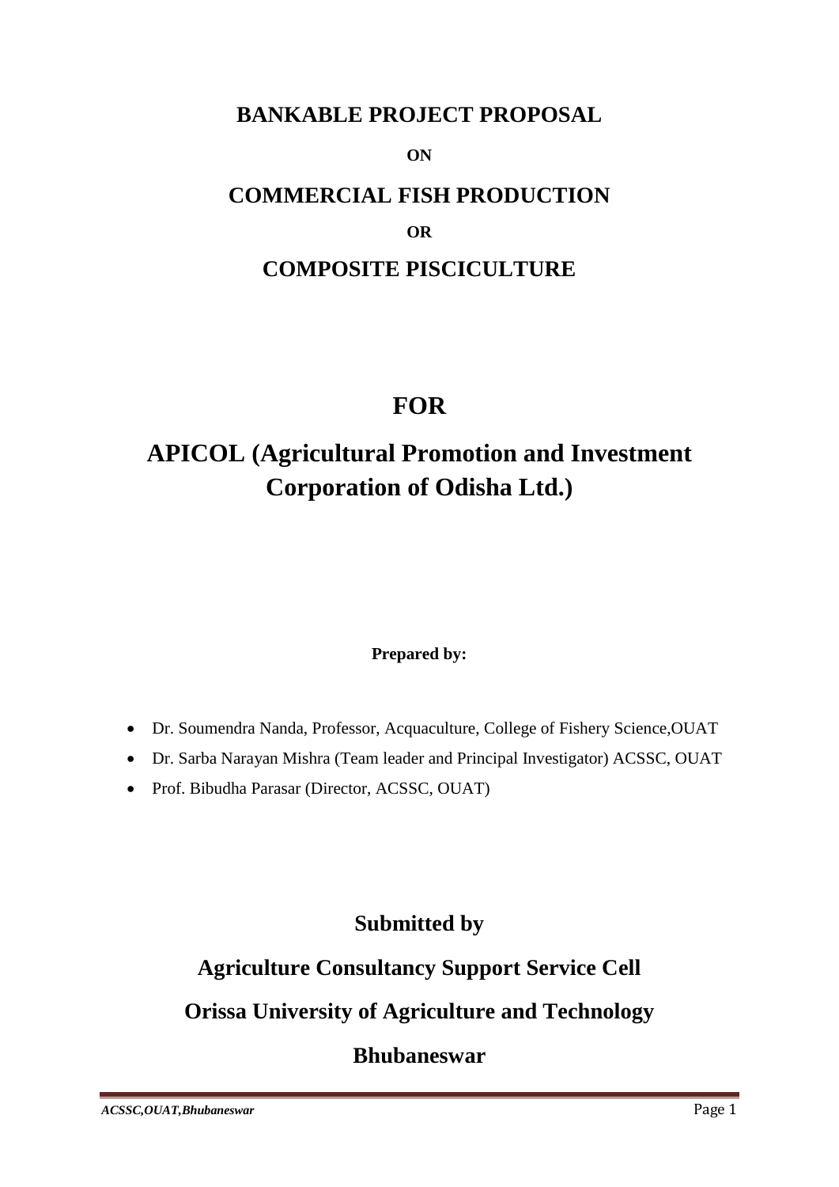# BANKABLE PROJECT PROPOSAL

**ON**

# COMMERCIAL FISH PRODUCTION

**OR**

# COMPOSITE PISCICULTURE

# FOR

# APICOL (Agricultural Promotion and Investment Corporation of Odisha Ltd.)

**Prepared by:**

- Dr. Soumendra Nanda, Professor, Acquaculture, College of Fishery Science,OUAT
- Dr. Sarba Narayan Mishra (Team leader and Principal Investigator) ACSSC, OUAT
- Prof. Bibudha Parasar (Director, ACSSC, OUAT)

## Submitted by

## Agriculture Consultancy Support Service Cell

## Orissa University of Agriculture and Technology

## Bhubaneswar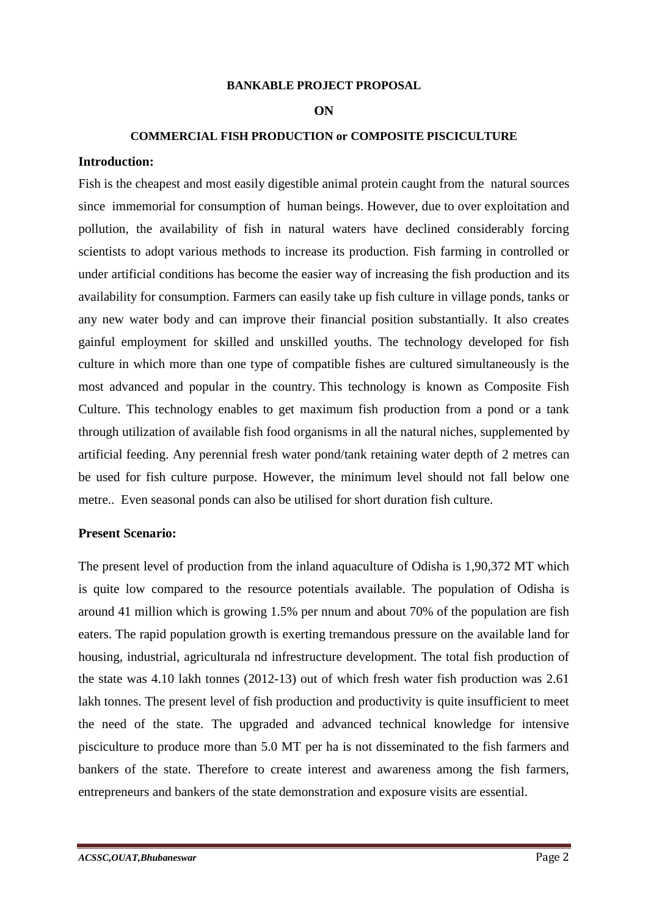**BANKABLE PROJECT PROPOSAL**

**ON**

**COMMERCIAL FISH PRODUCTION or COMPOSITE PISCICULTURE**

**Introduction:**

Fish is the cheapest and most easily digestible animal protein caught from the natural sources since immemorial for consumption of human beings. However, due to over exploitation and pollution, the availability of fish in natural waters have declined considerably forcing scientists to adopt various methods to increase its production. Fish farming in controlled or under artificial conditions has become the easier way of increasing the fish production and its availability for consumption. Farmers can easily take up fish culture in village ponds, tanks or any new water body and can improve their financial position substantially. It also creates gainful employment for skilled and unskilled youths. The technology developed for fish culture in which more than one type of compatible fishes are cultured simultaneously is the most advanced and popular in the country. This technology is known as Composite Fish Culture. This technology enables to get maximum fish production from a pond or a tank through utilization of available fish food organisms in all the natural niches, supplemented by artificial feeding. Any perennial fresh water pond/tank retaining water depth of 2 metres can be used for fish culture purpose. However, the minimum level should not fall below one metre.. Even seasonal ponds can also be utilised for short duration fish culture.

**Present Scenario:**

The present level of production from the inland aquaculture of Odisha is 1,90,372 MT which is quite low compared to the resource potentials available. The population of Odisha is around 41 million which is growing 1.5% per nnum and about 70% of the population are fish eaters. The rapid population growth is exerting tremandous pressure on the available land for housing, industrial, agriculturala nd infrestructure development. The total fish production of the state was 4.10 lakh tonnes (2012-13) out of which fresh water fish production was 2.61 lakh tonnes. The present level of fish production and productivity is quite insufficient to meet the need of the state. The upgraded and advanced technical knowledge for intensive pisciculture to produce more than 5.0 MT per ha is not disseminated to the fish farmers and bankers of the state. Therefore to create interest and awareness among the fish farmers, entrepreneurs and bankers of the state demonstration and exposure visits are essential.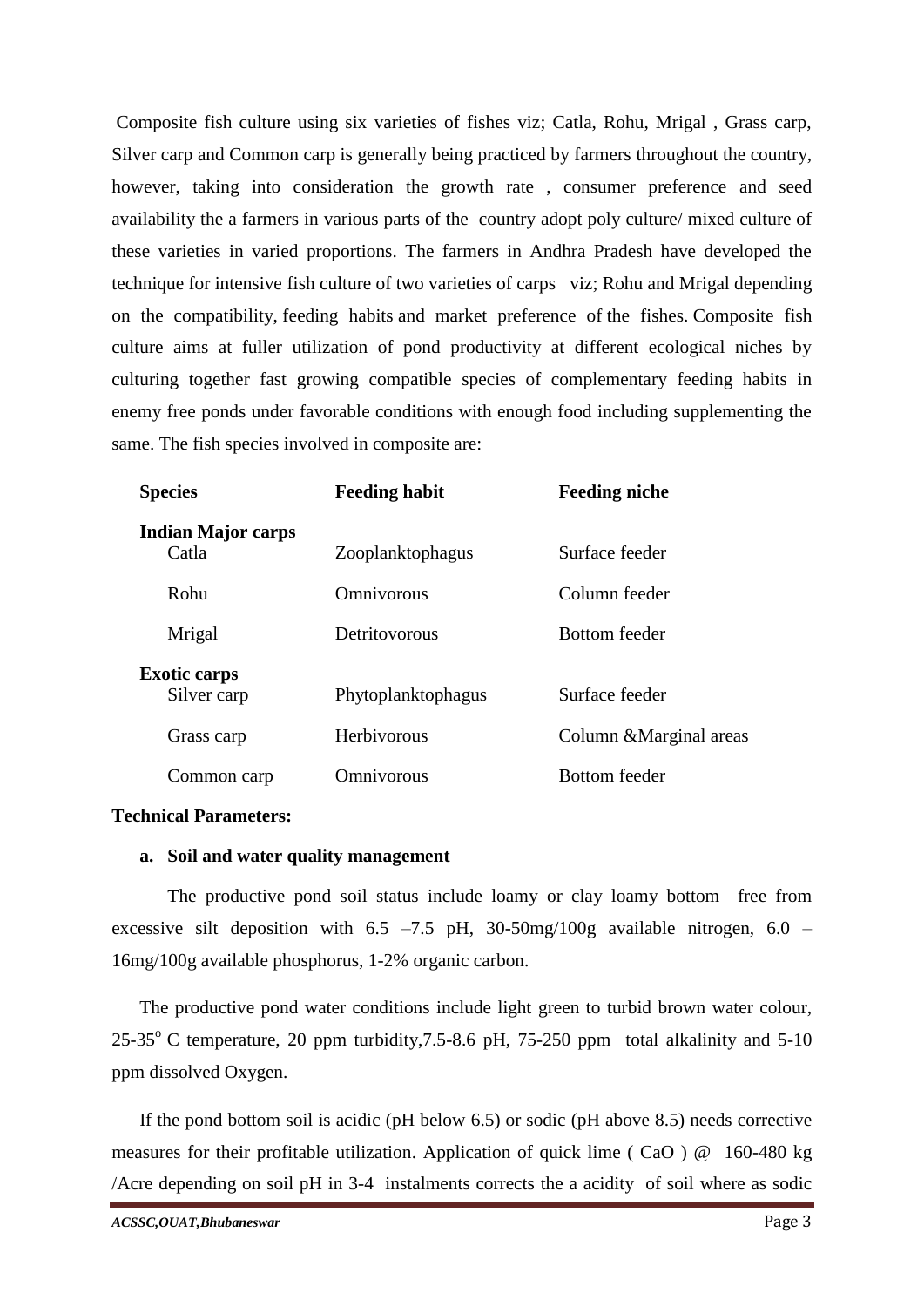Composite fish culture using six varieties of fishes viz; Catla, Rohu, Mrigal , Grass carp, Silver carp and Common carp is generally being practiced by farmers throughout the country, however, taking into consideration the growth rate , consumer preference and seed availability the a farmers in various parts of the country adopt poly culture/ mixed culture of these varieties in varied proportions. The farmers in Andhra Pradesh have developed the technique for intensive fish culture of two varieties of carps viz; Rohu and Mrigal depending on the compatibility, feeding habits and market preference of the fishes. Composite fish culture aims at fuller utilization of pond productivity at different ecological niches by culturing together fast growing compatible species of complementary feeding habits in enemy free ponds under favorable conditions with enough food including supplementing the same. The fish species involved in composite are:

| Species | Feeding habit | Feeding niche |
|---|---|---|
| **Indian Major carps** | | |
| Catla | Zooplanktophagus | Surface feeder |
| Rohu | Omnivorous | Column feeder |
| Mrigal | Detritovorous | Bottom feeder |
| **Exotic carps** | | |
| Silver carp | Phytoplanktophagus | Surface feeder |
| Grass carp | Herbivorous | Column &Marginal areas |
| Common carp | Omnivorous | Bottom feeder |

**Technical Parameters:**

**a. Soil and water quality management**

The productive pond soil status include loamy or clay loamy bottom free from excessive silt deposition with 6.5 –7.5 pH, 30-50mg/100g available nitrogen, 6.0 – 16mg/100g available phosphorus, 1-2% organic carbon.

The productive pond water conditions include light green to turbid brown water colour, 25-35$^{o}$ C temperature, 20 ppm turbidity,7.5-8.6 pH, 75-250 ppm total alkalinity and 5-10 ppm dissolved Oxygen.

If the pond bottom soil is acidic (pH below 6.5) or sodic (pH above 8.5) needs corrective measures for their profitable utilization. Application of quick lime ( CaO ) @ 160-480 kg /Acre depending on soil pH in 3-4 instalments corrects the a acidity of soil where as sodic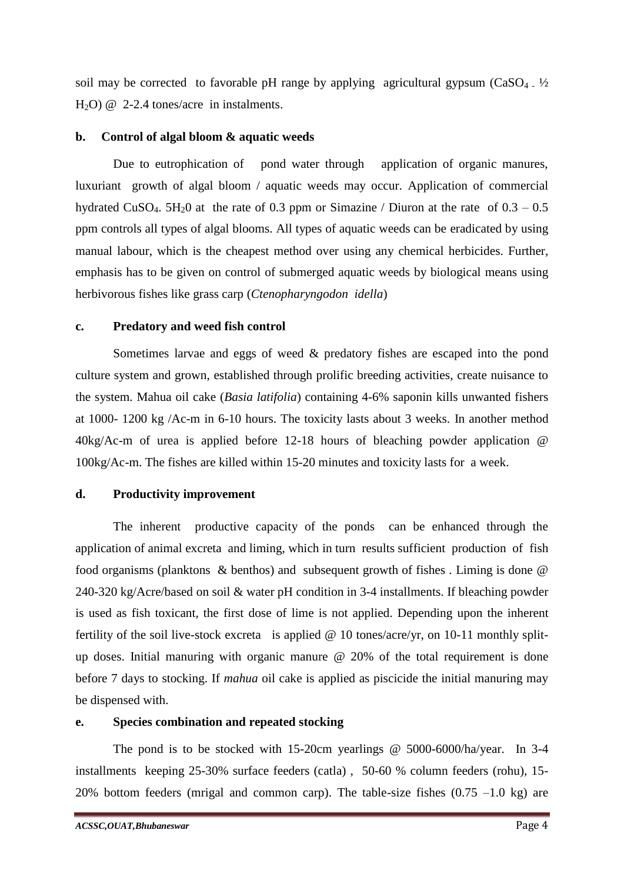soil may be corrected to favorable pH range by applying agricultural gypsum ($CaSO_4 . ½ H_2O$) @ 2-2.4 tones/acre in instalments.

**b. Control of algal bloom & aquatic weeds**

Due to eutrophication of pond water through application of organic manures, luxuriant growth of algal bloom / aquatic weeds may occur. Application of commercial hydrated $CuSO_4 . 5H_20$ at the rate of 0.3 ppm or Simazine / Diuron at the rate of 0.3 – 0.5 ppm controls all types of algal blooms. All types of aquatic weeds can be eradicated by using manual labour, which is the cheapest method over using any chemical herbicides. Further, emphasis has to be given on control of submerged aquatic weeds by biological means using herbivorous fishes like grass carp (*Ctenopharyngodon idella*)

**c. Predatory and weed fish control**

Sometimes larvae and eggs of weed & predatory fishes are escaped into the pond culture system and grown, established through prolific breeding activities, create nuisance to the system. Mahua oil cake (*Basia latifolia*) containing 4-6% saponin kills unwanted fishers at 1000- 1200 kg /Ac-m in 6-10 hours. The toxicity lasts about 3 weeks. In another method 40kg/Ac-m of urea is applied before 12-18 hours of bleaching powder application @ 100kg/Ac-m. The fishes are killed within 15-20 minutes and toxicity lasts for a week.

**d. Productivity improvement**

The inherent productive capacity of the ponds can be enhanced through the application of animal excreta and liming, which in turn results sufficient production of fish food organisms (planktons & benthos) and subsequent growth of fishes . Liming is done @ 240-320 kg/Acre/based on soil & water pH condition in 3-4 installments. If bleaching powder is used as fish toxicant, the first dose of lime is not applied. Depending upon the inherent fertility of the soil live-stock excreta is applied @ 10 tones/acre/yr, on 10-11 monthly split-up doses. Initial manuring with organic manure @ 20% of the total requirement is done before 7 days to stocking. If *mahua* oil cake is applied as piscicide the initial manuring may be dispensed with.

**e. Species combination and repeated stocking**

The pond is to be stocked with 15-20cm yearlings @ 5000-6000/ha/year. In 3-4 installments keeping 25-30% surface feeders (catla) , 50-60 % column feeders (rohu), 15-20% bottom feeders (mrigal and common carp). The table-size fishes (0.75 –1.0 kg) are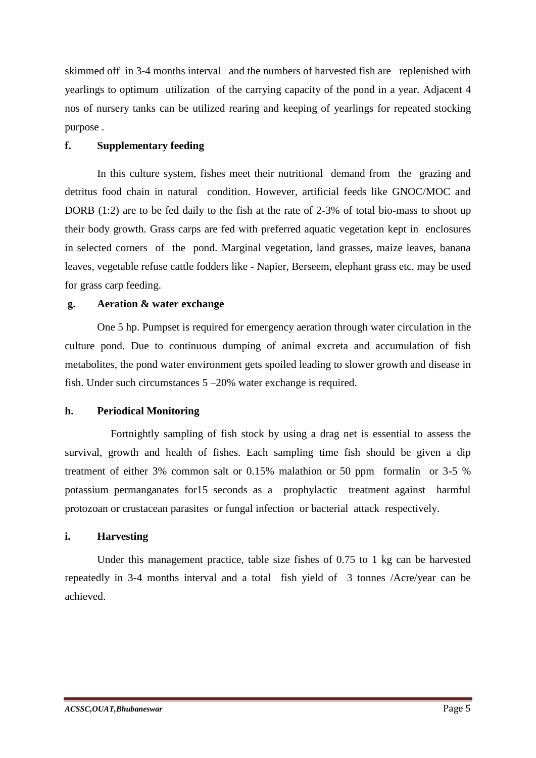skimmed off in 3-4 months interval and the numbers of harvested fish are replenished with yearlings to optimum utilization of the carrying capacity of the pond in a year. Adjacent 4 nos of nursery tanks can be utilized rearing and keeping of yearlings for repeated stocking purpose .

**f. Supplementary feeding**

In this culture system, fishes meet their nutritional demand from the grazing and detritus food chain in natural condition. However, artificial feeds like GNOC/MOC and DORB (1:2) are to be fed daily to the fish at the rate of 2-3% of total bio-mass to shoot up their body growth. Grass carps are fed with preferred aquatic vegetation kept in enclosures in selected corners of the pond. Marginal vegetation, land grasses, maize leaves, banana leaves, vegetable refuse cattle fodders like - Napier, Berseem, elephant grass etc. may be used for grass carp feeding.

**g. Aeration & water exchange**

One 5 hp. Pumpset is required for emergency aeration through water circulation in the culture pond. Due to continuous dumping of animal excreta and accumulation of fish metabolites, the pond water environment gets spoiled leading to slower growth and disease in fish. Under such circumstances 5 –20% water exchange is required.

**h. Periodical Monitoring**

Fortnightly sampling of fish stock by using a drag net is essential to assess the survival, growth and health of fishes. Each sampling time fish should be given a dip treatment of either 3% common salt or 0.15% malathion or 50 ppm formalin or 3-5 % potassium permanganates for15 seconds as a prophylactic treatment against harmful protozoan or crustacean parasites or fungal infection or bacterial attack respectively.

**i. Harvesting**

Under this management practice, table size fishes of 0.75 to 1 kg can be harvested repeatedly in 3-4 months interval and a total fish yield of 3 tonnes /Acre/year can be achieved.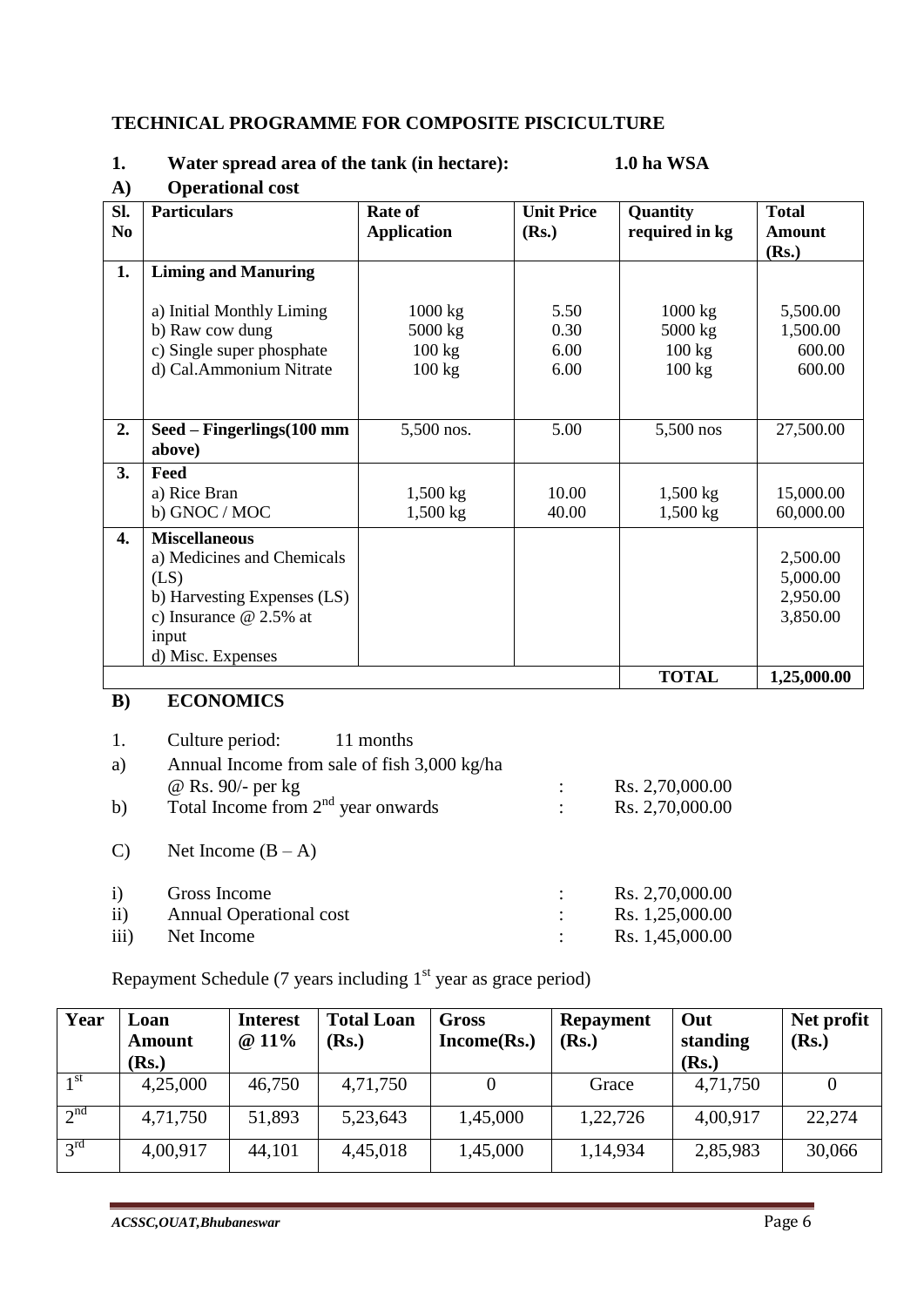**TECHNICAL PROGRAMME FOR COMPOSITE PISCICULTURE**

**1. Water spread area of the tank (in hectare): 1.0 ha WSA**

**A) Operational cost**

| Sl. No | Particulars | Rate of Application | Unit Price (Rs.) | Quantity required in kg | Total Amount (Rs.) |
|---|---|---|---|---|---|
| **1.** | **Liming and Manuring**<br>a) Initial Monthly Liming<br>b) Raw cow dung<br>c) Single super phosphate<br>d) Cal.Ammonium Nitrate | <br>1000 kg<br>5000 kg<br>100 kg<br>100 kg | <br>5.50<br>0.30<br>6.00<br>6.00 | <br>1000 kg<br>5000 kg<br>100 kg<br>100 kg | <br>5,500.00<br>1,500.00<br>600.00<br>600.00 |
| **2.** | **Seed – Fingerlings(100 mm above)** | 5,500 nos. | 5.00 | 5,500 nos | 27,500.00 |
| **3.** | **Feed**<br>a) Rice Bran<br>b) GNOC / MOC | <br>1,500 kg<br>1,500 kg | <br>10.00<br>40.00 | <br>1,500 kg<br>1,500 kg | <br>15,000.00<br>60,000.00 |
| **4.** | **Miscellaneous**<br>a) Medicines and Chemicals (LS)<br>b) Harvesting Expenses (LS)<br>c) Insurance @ 2.5% at input<br>d) Misc. Expenses | | | | <br>2,500.00<br>5,000.00<br>2,950.00<br>3,850.00 |
| | | | | **TOTAL** | **1,25,000.00** |

**B) ECONOMICS**

1. Culture period: 11 months

a) Annual Income from sale of fish 3,000 kg/ha @ Rs. 90/- per kg : Rs. 2,70,000.00

b) Total Income from 2nd year onwards : Rs. 2,70,000.00

C) Net Income (B – A)

i) Gross Income : Rs. 2,70,000.00

ii) Annual Operational cost : Rs. 1,25,000.00

iii) Net Income : Rs. 1,45,000.00

Repayment Schedule (7 years including 1st year as grace period)

| Year | Loan Amount (Rs.) | Interest @ 11% | Total Loan (Rs.) | Gross Income(Rs.) | Repayment (Rs.) | Out standing (Rs.) | Net profit (Rs.) |
|---|---|---|---|---|---|---|---|
| 1st | 4,25,000 | 46,750 | 4,71,750 | 0 | Grace | 4,71,750 | 0 |
| 2nd | 4,71,750 | 51,893 | 5,23,643 | 1,45,000 | 1,22,726 | 4,00,917 | 22,274 |
| 3rd | 4,00,917 | 44,101 | 4,45,018 | 1,45,000 | 1,14,934 | 2,85,983 | 30,066 |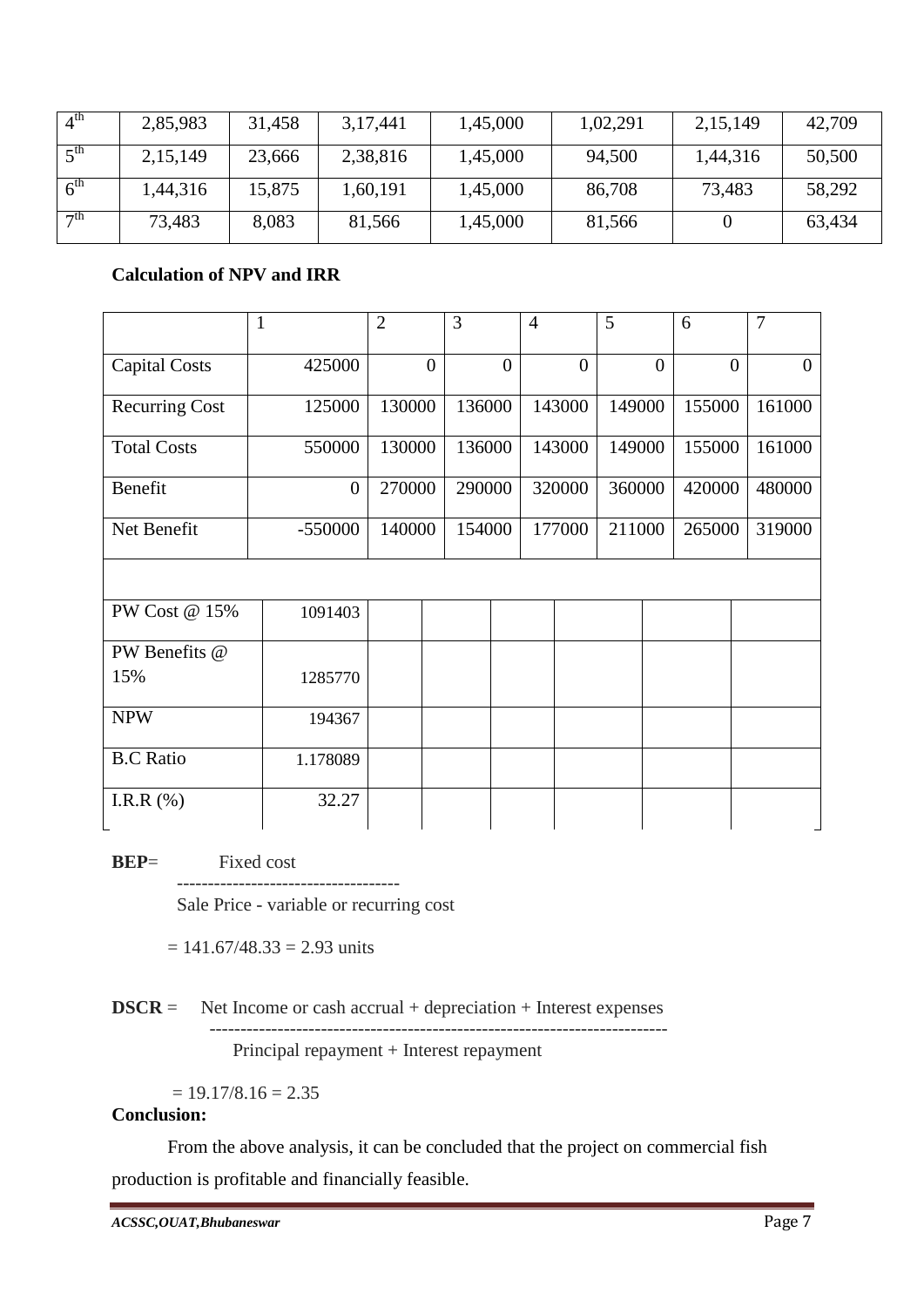| | | | | | | |
|---|---|---|---|---|---|---|
| 4th | 2,85,983 | 31,458 | 3,17,441 | 1,45,000 | 1,02,291 | 2,15,149 | 42,709 |
| 5th | 2,15,149 | 23,666 | 2,38,816 | 1,45,000 | 94,500 | 1,44,316 | 50,500 |
| 6th | 1,44,316 | 15,875 | 1,60,191 | 1,45,000 | 86,708 | 73,483 | 58,292 |
| 7th | 73,483 | 8,083 | 81,566 | 1,45,000 | 81,566 | 0 | 63,434 |

**Calculation of NPV and IRR**

| | 1 | 2 | 3 | 4 | 5 | 6 | 7 |
|---|---|---|---|---|---|---|---|
| Capital Costs | 425000 | 0 | 0 | 0 | 0 | 0 | 0 |
| Recurring Cost | 125000 | 130000 | 136000 | 143000 | 149000 | 155000 | 161000 |
| Total Costs | 550000 | 130000 | 136000 | 143000 | 149000 | 155000 | 161000 |
| Benefit | 0 | 270000 | 290000 | 320000 | 360000 | 420000 | 480000 |
| Net Benefit | -550000 | 140000 | 154000 | 177000 | 211000 | 265000 | 319000 |
| | | | | | | | |
| PW Cost @ 15% | 1091403 | | | | | | |
| PW Benefits @ 15% | 1285770 | | | | | | |
| NPW | 194367 | | | | | | |
| B.C Ratio | 1.178089 | | | | | | |
| I.R.R (%) | 32.27 | | | | | | |

$$\textbf{BEP} = \frac{\text{Fixed cost}}{\text{Sale Price - variable or recurring cost}}$$

$= 141.67/48.33 = 2.93$ units

$$\textbf{DSCR} = \frac{\text{Net Income or cash accrual + depreciation + Interest expenses}}{\text{Principal repayment + Interest repayment}}$$

$= 19.17/8.16 = 2.35$

**Conclusion:**

From the above analysis, it can be concluded that the project on commercial fish production is profitable and financially feasible.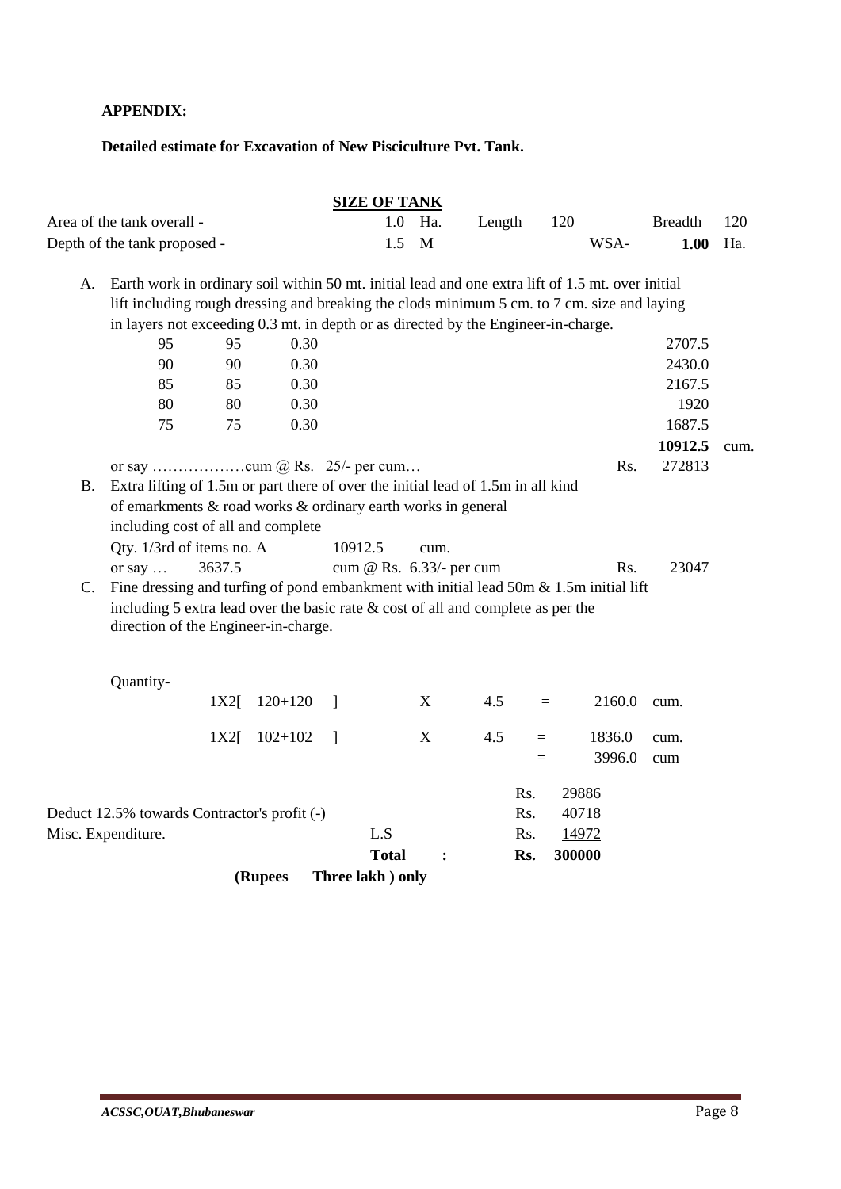**APPENDIX:**

**Detailed estimate for Excavation of New Pisciculture Pvt. Tank.**

**SIZE OF TANK**

| | | | | | | | |
|---|---|---|---|---|---|---|---|
| Area of the tank overall - | 1.0 | Ha. | Length | 120 | | Breadth | 120 |
| Depth of the tank proposed - | 1.5 | M | | | WSA- | **1.00** | Ha. |

A. Earth work in ordinary soil within 50 mt. initial lead and one extra lift of 1.5 mt. over initial lift including rough dressing and breaking the clods minimum 5 cm. to 7 cm. size and laying in layers not exceeding 0.3 mt. in depth or as directed by the Engineer-in-charge.

| | | | | |
|---|---|---|---|---|
| 95 | 95 | 0.30 | 2707.5 | |
| 90 | 90 | 0.30 | 2430.0 | |
| 85 | 85 | 0.30 | 2167.5 | |
| 80 | 80 | 0.30 | 1920 | |
| 75 | 75 | 0.30 | 1687.5 | |
| | | | **10912.5** | cum. |

or say ………………cum @ Rs. 25/- per cum… Rs. 272813

B. Extra lifting of 1.5m or part there of over the initial lead of 1.5m in all kind of emarkments & road works & ordinary earth works in general including cost of all and complete

Qty. 1/3rd of items no. A 10912.5 cum.

or say … 3637.5 cum @ Rs. 6.33/- per cum Rs. 23047

C. Fine dressing and turfing of pond embankment with initial lead 50m & 1.5m initial lift including 5 extra lead over the basic rate & cost of all and complete as per the direction of the Engineer-in-charge.

Quantity-

| | | | | | | |
|---|---|---|---|---|---|---|
| 1X2[ | 120+120 | ] | X | 4.5 | = 2160.0 | cum. |
| 1X2[ | 102+102 | ] | X | 4.5 | = 1836.0 | cum. |
| | | | | | = 3996.0 | cum |

| | | | |
|---|---|---|---|
| | | Rs. | 29886 |
| Deduct 12.5% towards Contractor's profit (-) | | Rs. | 40718 |
| Misc. Expenditure. | L.S | Rs. | 14972 |
| | **Total :** | **Rs.** | **300000** |

**(Rupees Three lakh ) only**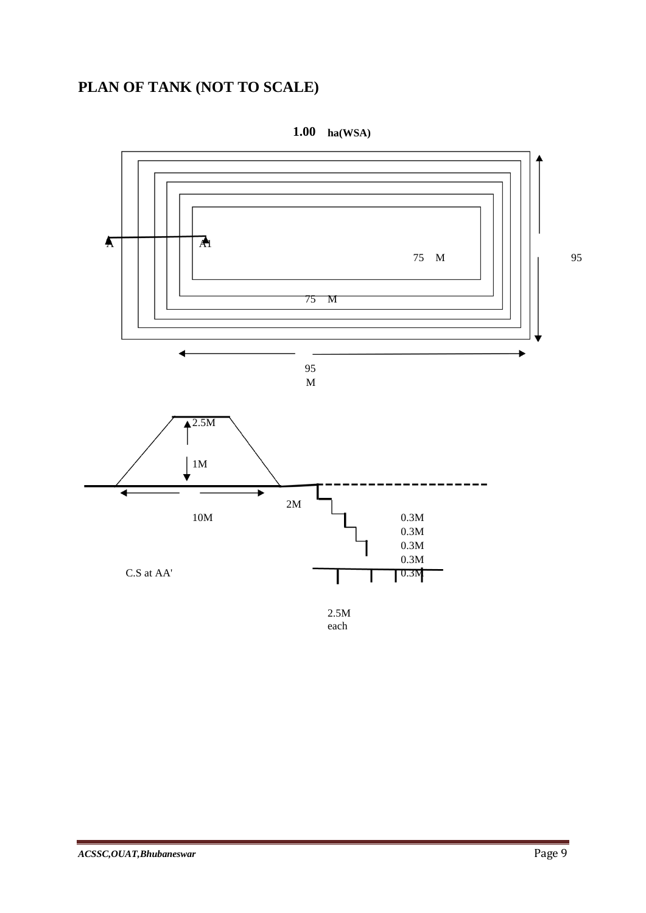## PLAN OF TANK (NOT TO SCALE)

**1.00 ha(WSA)**

A

A1

75 M

95

75 M

95 M

2.5M

1M

10M

2M

0.3M

0.3M

0.3M

0.3M

0.3M

C.S at AA'

2.5M each